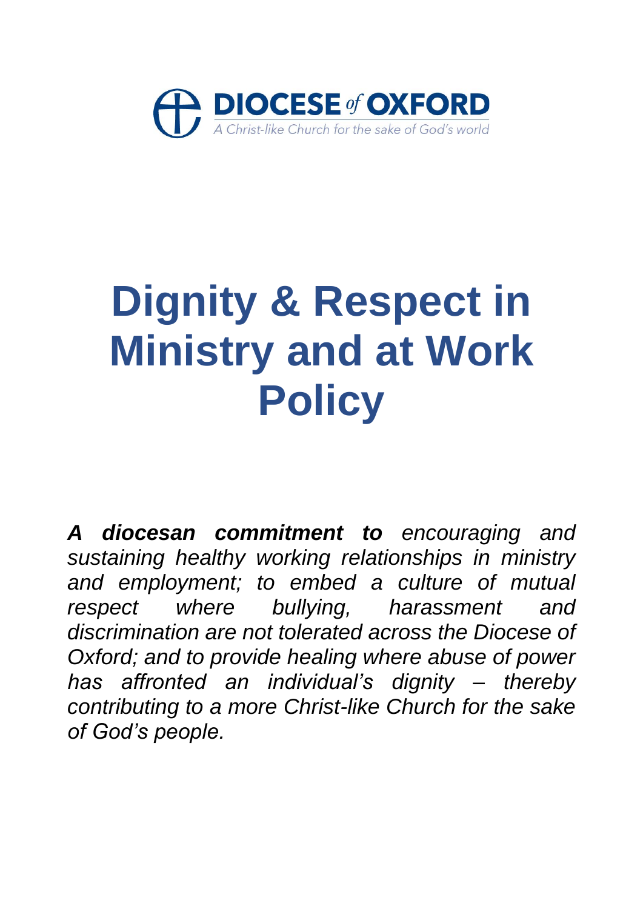**DIOCESE *of* OXFORD**

*A Christ-like Church for the sake of God's world*

# Dignity & Respect in Ministry and at Work Policy

***A diocesan commitment to** encouraging and sustaining healthy working relationships in ministry and employment; to embed a culture of mutual respect where bullying, harassment and discrimination are not tolerated across the Diocese of Oxford; and to provide healing where abuse of power has affronted an individual's dignity – thereby contributing to a more Christ-like Church for the sake of God's people.*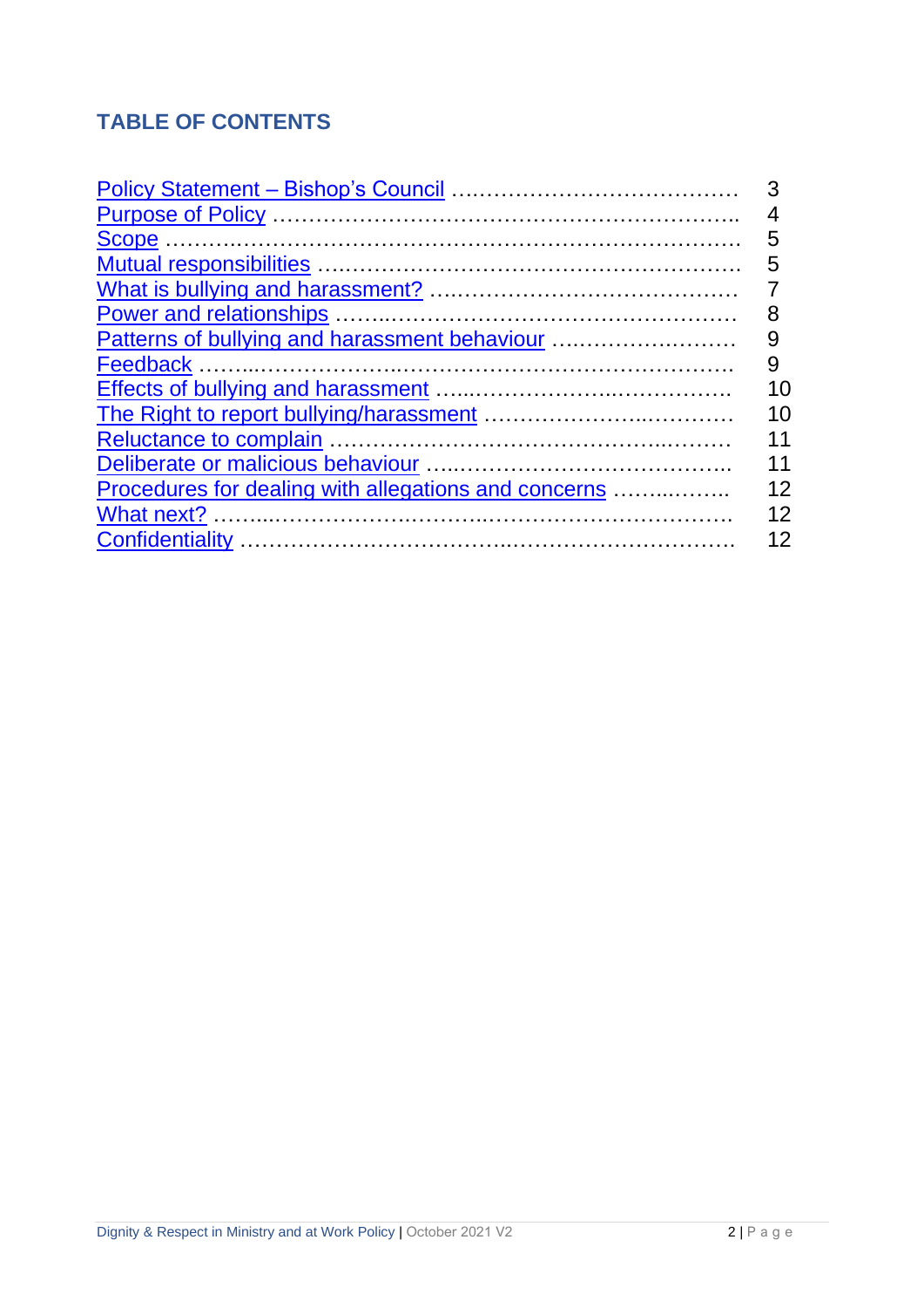## TABLE OF CONTENTS

| | |
|---|---|
| Policy Statement – Bishop's Council | 3 |
| Purpose of Policy | 4 |
| Scope | 5 |
| Mutual responsibilities | 5 |
| What is bullying and harassment? | 7 |
| Power and relationships | 8 |
| Patterns of bullying and harassment behaviour | 9 |
| Feedback | 9 |
| Effects of bullying and harassment | 10 |
| The Right to report bullying/harassment | 10 |
| Reluctance to complain | 11 |
| Deliberate or malicious behaviour | 11 |
| Procedures for dealing with allegations and concerns | 12 |
| What next? | 12 |
| Confidentiality | 12 |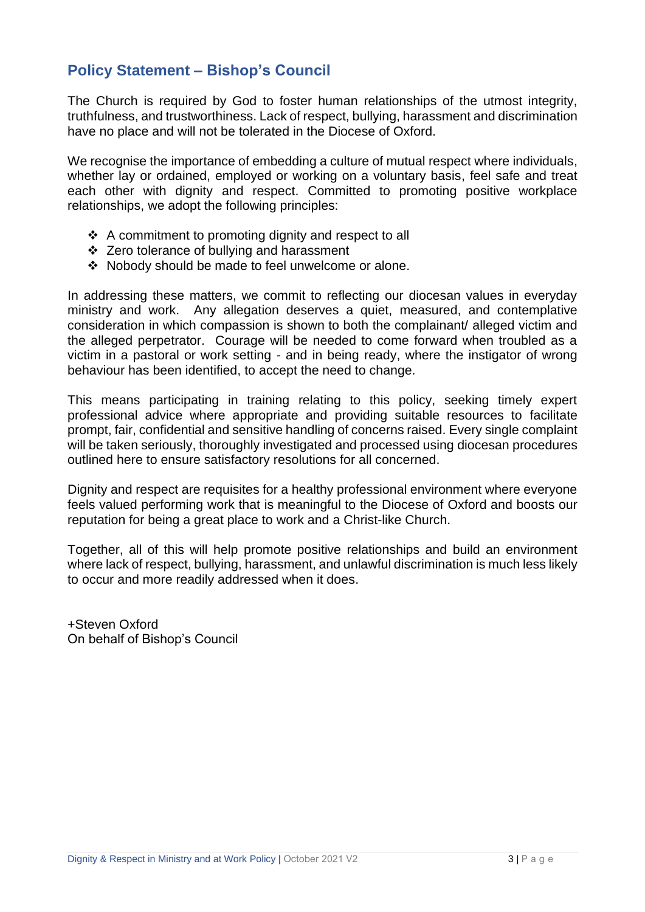## Policy Statement – Bishop's Council

The Church is required by God to foster human relationships of the utmost integrity, truthfulness, and trustworthiness. Lack of respect, bullying, harassment and discrimination have no place and will not be tolerated in the Diocese of Oxford.

We recognise the importance of embedding a culture of mutual respect where individuals, whether lay or ordained, employed or working on a voluntary basis, feel safe and treat each other with dignity and respect. Committed to promoting positive workplace relationships, we adopt the following principles:

- A commitment to promoting dignity and respect to all
- Zero tolerance of bullying and harassment
- Nobody should be made to feel unwelcome or alone.

In addressing these matters, we commit to reflecting our diocesan values in everyday ministry and work. Any allegation deserves a quiet, measured, and contemplative consideration in which compassion is shown to both the complainant/ alleged victim and the alleged perpetrator. Courage will be needed to come forward when troubled as a victim in a pastoral or work setting - and in being ready, where the instigator of wrong behaviour has been identified, to accept the need to change.

This means participating in training relating to this policy, seeking timely expert professional advice where appropriate and providing suitable resources to facilitate prompt, fair, confidential and sensitive handling of concerns raised. Every single complaint will be taken seriously, thoroughly investigated and processed using diocesan procedures outlined here to ensure satisfactory resolutions for all concerned.

Dignity and respect are requisites for a healthy professional environment where everyone feels valued performing work that is meaningful to the Diocese of Oxford and boosts our reputation for being a great place to work and a Christ-like Church.

Together, all of this will help promote positive relationships and build an environment where lack of respect, bullying, harassment, and unlawful discrimination is much less likely to occur and more readily addressed when it does.

+Steven Oxford
On behalf of Bishop's Council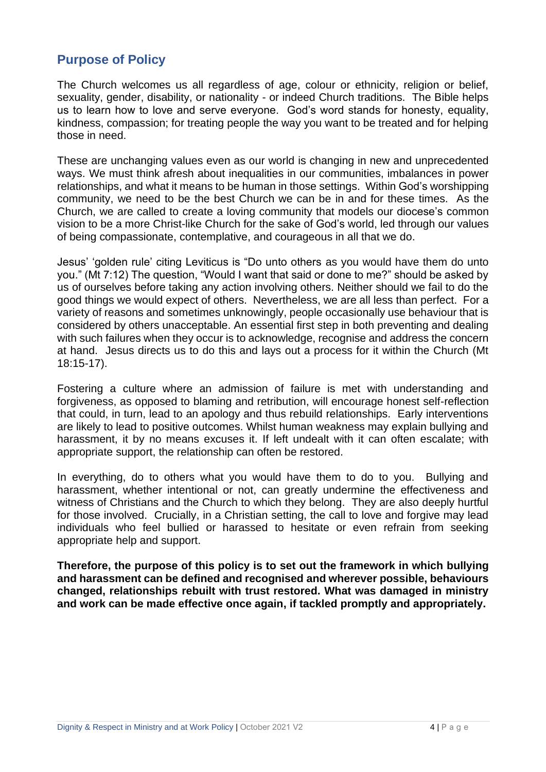## Purpose of Policy

The Church welcomes us all regardless of age, colour or ethnicity, religion or belief, sexuality, gender, disability, or nationality - or indeed Church traditions. The Bible helps us to learn how to love and serve everyone. God's word stands for honesty, equality, kindness, compassion; for treating people the way you want to be treated and for helping those in need.

These are unchanging values even as our world is changing in new and unprecedented ways. We must think afresh about inequalities in our communities, imbalances in power relationships, and what it means to be human in those settings. Within God's worshipping community, we need to be the best Church we can be in and for these times. As the Church, we are called to create a loving community that models our diocese's common vision to be a more Christ-like Church for the sake of God's world, led through our values of being compassionate, contemplative, and courageous in all that we do.

Jesus' 'golden rule' citing Leviticus is "Do unto others as you would have them do unto you." (Mt 7:12) The question, "Would I want that said or done to me?" should be asked by us of ourselves before taking any action involving others. Neither should we fail to do the good things we would expect of others. Nevertheless, we are all less than perfect. For a variety of reasons and sometimes unknowingly, people occasionally use behaviour that is considered by others unacceptable. An essential first step in both preventing and dealing with such failures when they occur is to acknowledge, recognise and address the concern at hand. Jesus directs us to do this and lays out a process for it within the Church (Mt 18:15-17).

Fostering a culture where an admission of failure is met with understanding and forgiveness, as opposed to blaming and retribution, will encourage honest self-reflection that could, in turn, lead to an apology and thus rebuild relationships. Early interventions are likely to lead to positive outcomes. Whilst human weakness may explain bullying and harassment, it by no means excuses it. If left undealt with it can often escalate; with appropriate support, the relationship can often be restored.

In everything, do to others what you would have them to do to you. Bullying and harassment, whether intentional or not, can greatly undermine the effectiveness and witness of Christians and the Church to which they belong. They are also deeply hurtful for those involved. Crucially, in a Christian setting, the call to love and forgive may lead individuals who feel bullied or harassed to hesitate or even refrain from seeking appropriate help and support.

**Therefore, the purpose of this policy is to set out the framework in which bullying and harassment can be defined and recognised and wherever possible, behaviours changed, relationships rebuilt with trust restored. What was damaged in ministry and work can be made effective once again, if tackled promptly and appropriately.**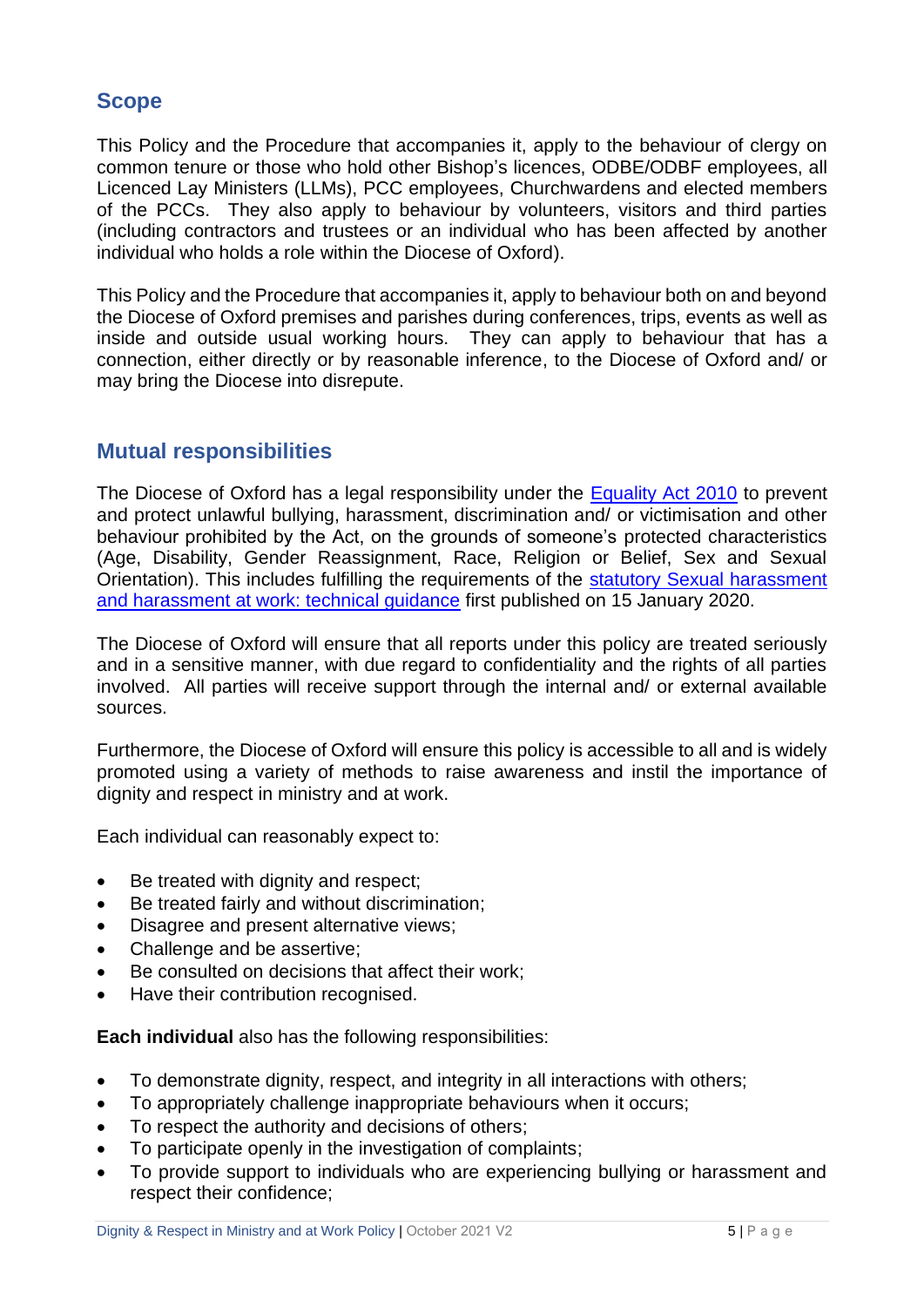## Scope

This Policy and the Procedure that accompanies it, apply to the behaviour of clergy on common tenure or those who hold other Bishop's licences, ODBE/ODBF employees, all Licenced Lay Ministers (LLMs), PCC employees, Churchwardens and elected members of the PCCs. They also apply to behaviour by volunteers, visitors and third parties (including contractors and trustees or an individual who has been affected by another individual who holds a role within the Diocese of Oxford).

This Policy and the Procedure that accompanies it, apply to behaviour both on and beyond the Diocese of Oxford premises and parishes during conferences, trips, events as well as inside and outside usual working hours. They can apply to behaviour that has a connection, either directly or by reasonable inference, to the Diocese of Oxford and/ or may bring the Diocese into disrepute.

## Mutual responsibilities

The Diocese of Oxford has a legal responsibility under the [Equality Act 2010](#) to prevent and protect unlawful bullying, harassment, discrimination and/ or victimisation and other behaviour prohibited by the Act, on the grounds of someone's protected characteristics (Age, Disability, Gender Reassignment, Race, Religion or Belief, Sex and Sexual Orientation). This includes fulfilling the requirements of the [statutory Sexual harassment and harassment at work: technical guidance](#) first published on 15 January 2020.

The Diocese of Oxford will ensure that all reports under this policy are treated seriously and in a sensitive manner, with due regard to confidentiality and the rights of all parties involved. All parties will receive support through the internal and/ or external available sources.

Furthermore, the Diocese of Oxford will ensure this policy is accessible to all and is widely promoted using a variety of methods to raise awareness and instil the importance of dignity and respect in ministry and at work.

Each individual can reasonably expect to:

- Be treated with dignity and respect;
- Be treated fairly and without discrimination;
- Disagree and present alternative views;
- Challenge and be assertive;
- Be consulted on decisions that affect their work;
- Have their contribution recognised.

**Each individual** also has the following responsibilities:

- To demonstrate dignity, respect, and integrity in all interactions with others;
- To appropriately challenge inappropriate behaviours when it occurs;
- To respect the authority and decisions of others;
- To participate openly in the investigation of complaints;
- To provide support to individuals who are experiencing bullying or harassment and respect their confidence;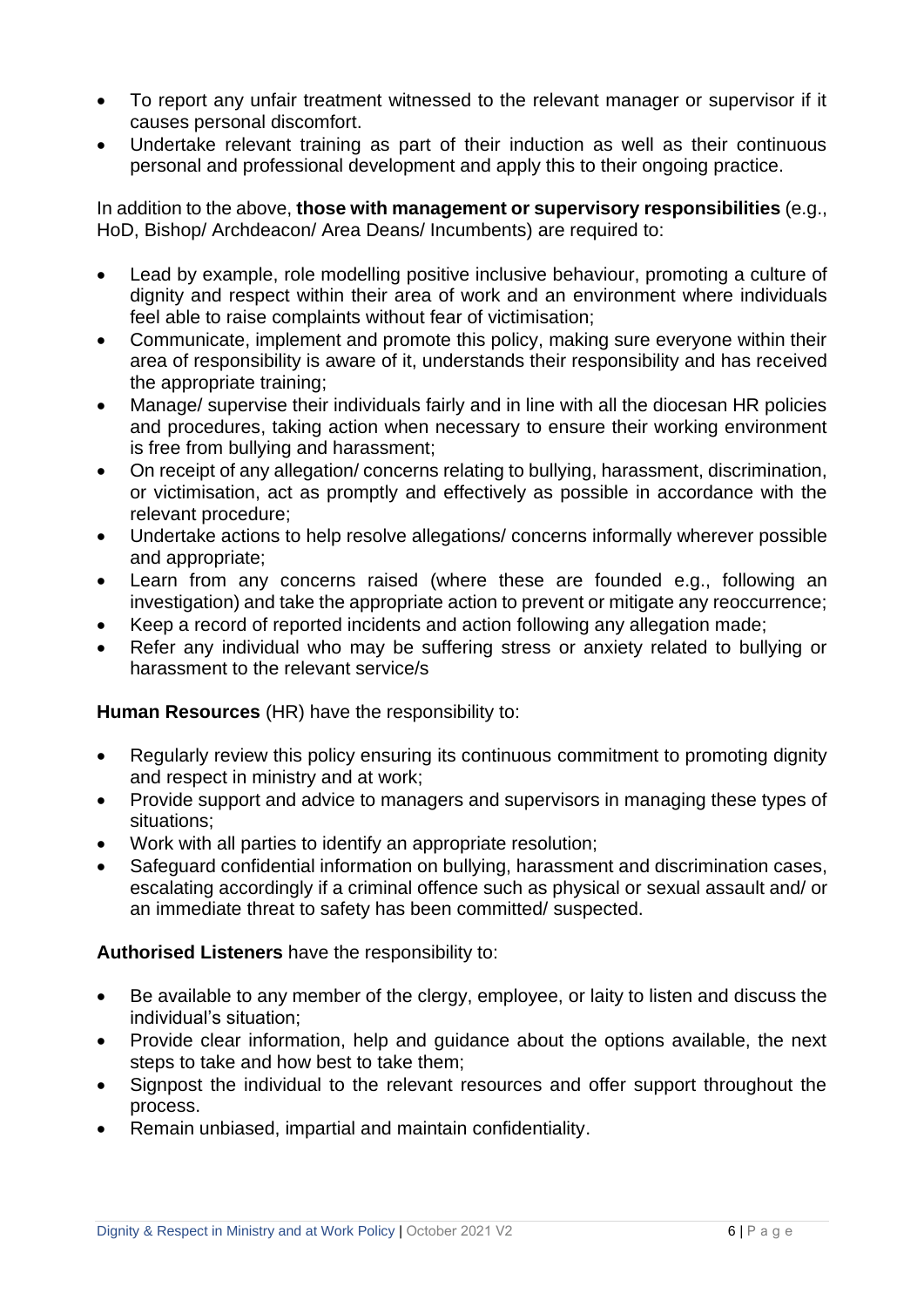- To report any unfair treatment witnessed to the relevant manager or supervisor if it causes personal discomfort.
- Undertake relevant training as part of their induction as well as their continuous personal and professional development and apply this to their ongoing practice.

In addition to the above, **those with management or supervisory responsibilities** (e.g., HoD, Bishop/ Archdeacon/ Area Deans/ Incumbents) are required to:

- Lead by example, role modelling positive inclusive behaviour, promoting a culture of dignity and respect within their area of work and an environment where individuals feel able to raise complaints without fear of victimisation;
- Communicate, implement and promote this policy, making sure everyone within their area of responsibility is aware of it, understands their responsibility and has received the appropriate training;
- Manage/ supervise their individuals fairly and in line with all the diocesan HR policies and procedures, taking action when necessary to ensure their working environment is free from bullying and harassment;
- On receipt of any allegation/ concerns relating to bullying, harassment, discrimination, or victimisation, act as promptly and effectively as possible in accordance with the relevant procedure;
- Undertake actions to help resolve allegations/ concerns informally wherever possible and appropriate;
- Learn from any concerns raised (where these are founded e.g., following an investigation) and take the appropriate action to prevent or mitigate any reoccurrence;
- Keep a record of reported incidents and action following any allegation made;
- Refer any individual who may be suffering stress or anxiety related to bullying or harassment to the relevant service/s

**Human Resources** (HR) have the responsibility to:

- Regularly review this policy ensuring its continuous commitment to promoting dignity and respect in ministry and at work;
- Provide support and advice to managers and supervisors in managing these types of situations;
- Work with all parties to identify an appropriate resolution;
- Safeguard confidential information on bullying, harassment and discrimination cases, escalating accordingly if a criminal offence such as physical or sexual assault and/ or an immediate threat to safety has been committed/ suspected.

**Authorised Listeners** have the responsibility to:

- Be available to any member of the clergy, employee, or laity to listen and discuss the individual's situation;
- Provide clear information, help and guidance about the options available, the next steps to take and how best to take them;
- Signpost the individual to the relevant resources and offer support throughout the process.
- Remain unbiased, impartial and maintain confidentiality.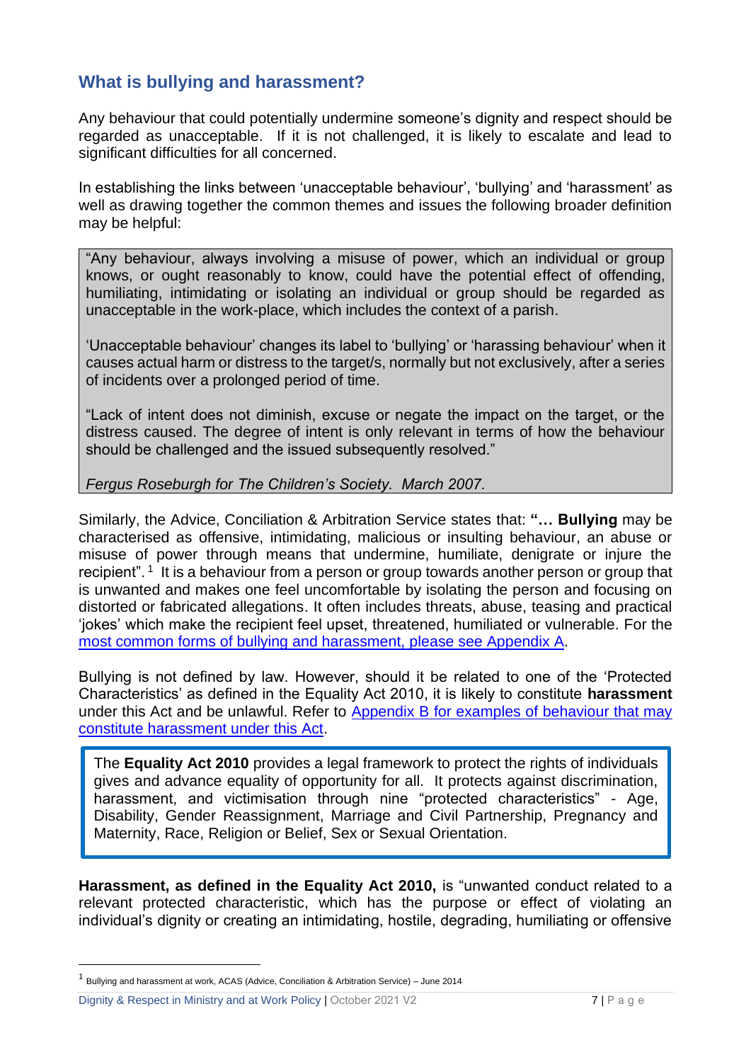## What is bullying and harassment?

Any behaviour that could potentially undermine someone's dignity and respect should be regarded as unacceptable. If it is not challenged, it is likely to escalate and lead to significant difficulties for all concerned.

In establishing the links between 'unacceptable behaviour', 'bullying' and 'harassment' as well as drawing together the common themes and issues the following broader definition may be helpful:

> "Any behaviour, always involving a misuse of power, which an individual or group knows, or ought reasonably to know, could have the potential effect of offending, humiliating, intimidating or isolating an individual or group should be regarded as unacceptable in the work-place, which includes the context of a parish.
>
> 'Unacceptable behaviour' changes its label to 'bullying' or 'harassing behaviour' when it causes actual harm or distress to the target/s, normally but not exclusively, after a series of incidents over a prolonged period of time.
>
> "Lack of intent does not diminish, excuse or negate the impact on the target, or the distress caused. The degree of intent is only relevant in terms of how the behaviour should be challenged and the issued subsequently resolved."
>
> *Fergus Roseburgh for The Children's Society. March 2007.*

Similarly, the Advice, Conciliation & Arbitration Service states that: **"… Bullying** may be characterised as offensive, intimidating, malicious or insulting behaviour, an abuse or misuse of power through means that undermine, humiliate, denigrate or injure the recipient".[1] It is a behaviour from a person or group towards another person or group that is unwanted and makes one feel uncomfortable by isolating the person and focusing on distorted or fabricated allegations. It often includes threats, abuse, teasing and practical 'jokes' which make the recipient feel upset, threatened, humiliated or vulnerable. For the most common forms of bullying and harassment, please see Appendix A.

Bullying is not defined by law. However, should it be related to one of the 'Protected Characteristics' as defined in the Equality Act 2010, it is likely to constitute **harassment** under this Act and be unlawful. Refer to Appendix B for examples of behaviour that may constitute harassment under this Act.

> The **Equality Act 2010** provides a legal framework to protect the rights of individuals gives and advance equality of opportunity for all. It protects against discrimination, harassment, and victimisation through nine "protected characteristics" - Age, Disability, Gender Reassignment, Marriage and Civil Partnership, Pregnancy and Maternity, Race, Religion or Belief, Sex or Sexual Orientation.

**Harassment, as defined in the Equality Act 2010,** is "unwanted conduct related to a relevant protected characteristic, which has the purpose or effect of violating an individual's dignity or creating an intimidating, hostile, degrading, humiliating or offensive

[1] Bullying and harassment at work, ACAS (Advice, Conciliation & Arbitration Service) – June 2014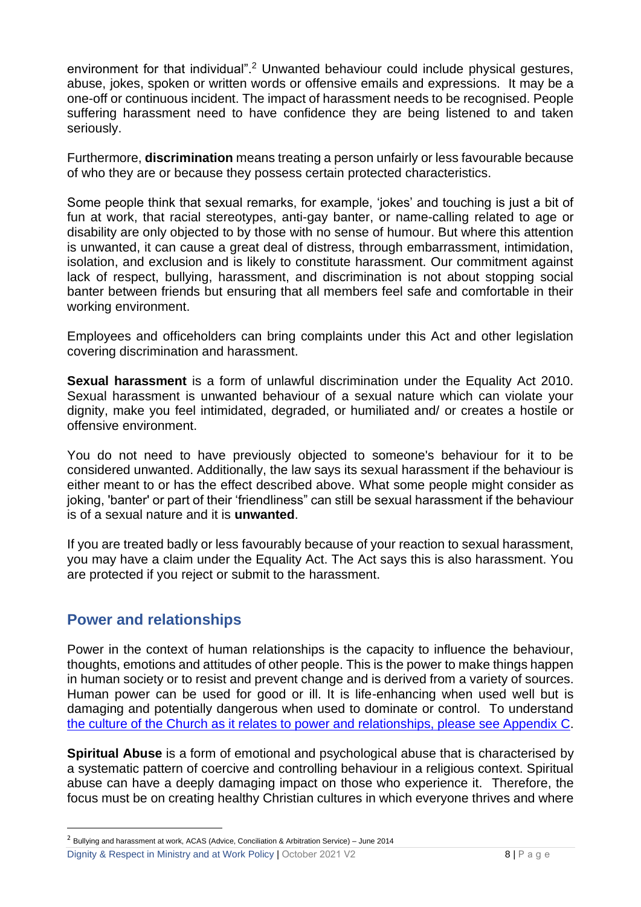environment for that individual".[2] Unwanted behaviour could include physical gestures, abuse, jokes, spoken or written words or offensive emails and expressions. It may be a one-off or continuous incident. The impact of harassment needs to be recognised. People suffering harassment need to have confidence they are being listened to and taken seriously.

Furthermore, **discrimination** means treating a person unfairly or less favourable because of who they are or because they possess certain protected characteristics.

Some people think that sexual remarks, for example, 'jokes' and touching is just a bit of fun at work, that racial stereotypes, anti-gay banter, or name-calling related to age or disability are only objected to by those with no sense of humour. But where this attention is unwanted, it can cause a great deal of distress, through embarrassment, intimidation, isolation, and exclusion and is likely to constitute harassment. Our commitment against lack of respect, bullying, harassment, and discrimination is not about stopping social banter between friends but ensuring that all members feel safe and comfortable in their working environment.

Employees and officeholders can bring complaints under this Act and other legislation covering discrimination and harassment.

**Sexual harassment** is a form of unlawful discrimination under the Equality Act 2010. Sexual harassment is unwanted behaviour of a sexual nature which can violate your dignity, make you feel intimidated, degraded, or humiliated and/ or creates a hostile or offensive environment.

You do not need to have previously objected to someone's behaviour for it to be considered unwanted. Additionally, the law says its sexual harassment if the behaviour is either meant to or has the effect described above. What some people might consider as joking, 'banter' or part of their 'friendliness" can still be sexual harassment if the behaviour is of a sexual nature and it is **unwanted**.

If you are treated badly or less favourably because of your reaction to sexual harassment, you may have a claim under the Equality Act. The Act says this is also harassment. You are protected if you reject or submit to the harassment.

## Power and relationships

Power in the context of human relationships is the capacity to influence the behaviour, thoughts, emotions and attitudes of other people. This is the power to make things happen in human society or to resist and prevent change and is derived from a variety of sources. Human power can be used for good or ill. It is life-enhancing when used well but is damaging and potentially dangerous when used to dominate or control. To understand the culture of the Church as it relates to power and relationships, please see Appendix C.

**Spiritual Abuse** is a form of emotional and psychological abuse that is characterised by a systematic pattern of coercive and controlling behaviour in a religious context. Spiritual abuse can have a deeply damaging impact on those who experience it. Therefore, the focus must be on creating healthy Christian cultures in which everyone thrives and where

[2] Bullying and harassment at work, ACAS (Advice, Conciliation & Arbitration Service) – June 2014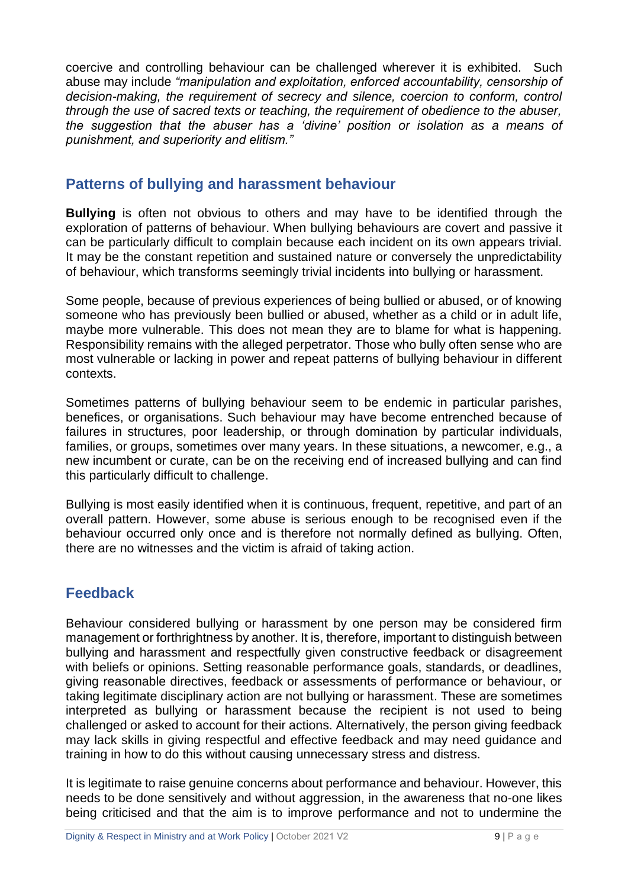coercive and controlling behaviour can be challenged wherever it is exhibited. Such abuse may include *"manipulation and exploitation, enforced accountability, censorship of decision-making, the requirement of secrecy and silence, coercion to conform, control through the use of sacred texts or teaching, the requirement of obedience to the abuser, the suggestion that the abuser has a 'divine' position or isolation as a means of punishment, and superiority and elitism."*

## Patterns of bullying and harassment behaviour

**Bullying** is often not obvious to others and may have to be identified through the exploration of patterns of behaviour. When bullying behaviours are covert and passive it can be particularly difficult to complain because each incident on its own appears trivial. It may be the constant repetition and sustained nature or conversely the unpredictability of behaviour, which transforms seemingly trivial incidents into bullying or harassment.

Some people, because of previous experiences of being bullied or abused, or of knowing someone who has previously been bullied or abused, whether as a child or in adult life, maybe more vulnerable. This does not mean they are to blame for what is happening. Responsibility remains with the alleged perpetrator. Those who bully often sense who are most vulnerable or lacking in power and repeat patterns of bullying behaviour in different contexts.

Sometimes patterns of bullying behaviour seem to be endemic in particular parishes, benefices, or organisations. Such behaviour may have become entrenched because of failures in structures, poor leadership, or through domination by particular individuals, families, or groups, sometimes over many years. In these situations, a newcomer, e.g., a new incumbent or curate, can be on the receiving end of increased bullying and can find this particularly difficult to challenge.

Bullying is most easily identified when it is continuous, frequent, repetitive, and part of an overall pattern. However, some abuse is serious enough to be recognised even if the behaviour occurred only once and is therefore not normally defined as bullying. Often, there are no witnesses and the victim is afraid of taking action.

## Feedback

Behaviour considered bullying or harassment by one person may be considered firm management or forthrightness by another. It is, therefore, important to distinguish between bullying and harassment and respectfully given constructive feedback or disagreement with beliefs or opinions. Setting reasonable performance goals, standards, or deadlines, giving reasonable directives, feedback or assessments of performance or behaviour, or taking legitimate disciplinary action are not bullying or harassment. These are sometimes interpreted as bullying or harassment because the recipient is not used to being challenged or asked to account for their actions. Alternatively, the person giving feedback may lack skills in giving respectful and effective feedback and may need guidance and training in how to do this without causing unnecessary stress and distress.

It is legitimate to raise genuine concerns about performance and behaviour. However, this needs to be done sensitively and without aggression, in the awareness that no-one likes being criticised and that the aim is to improve performance and not to undermine the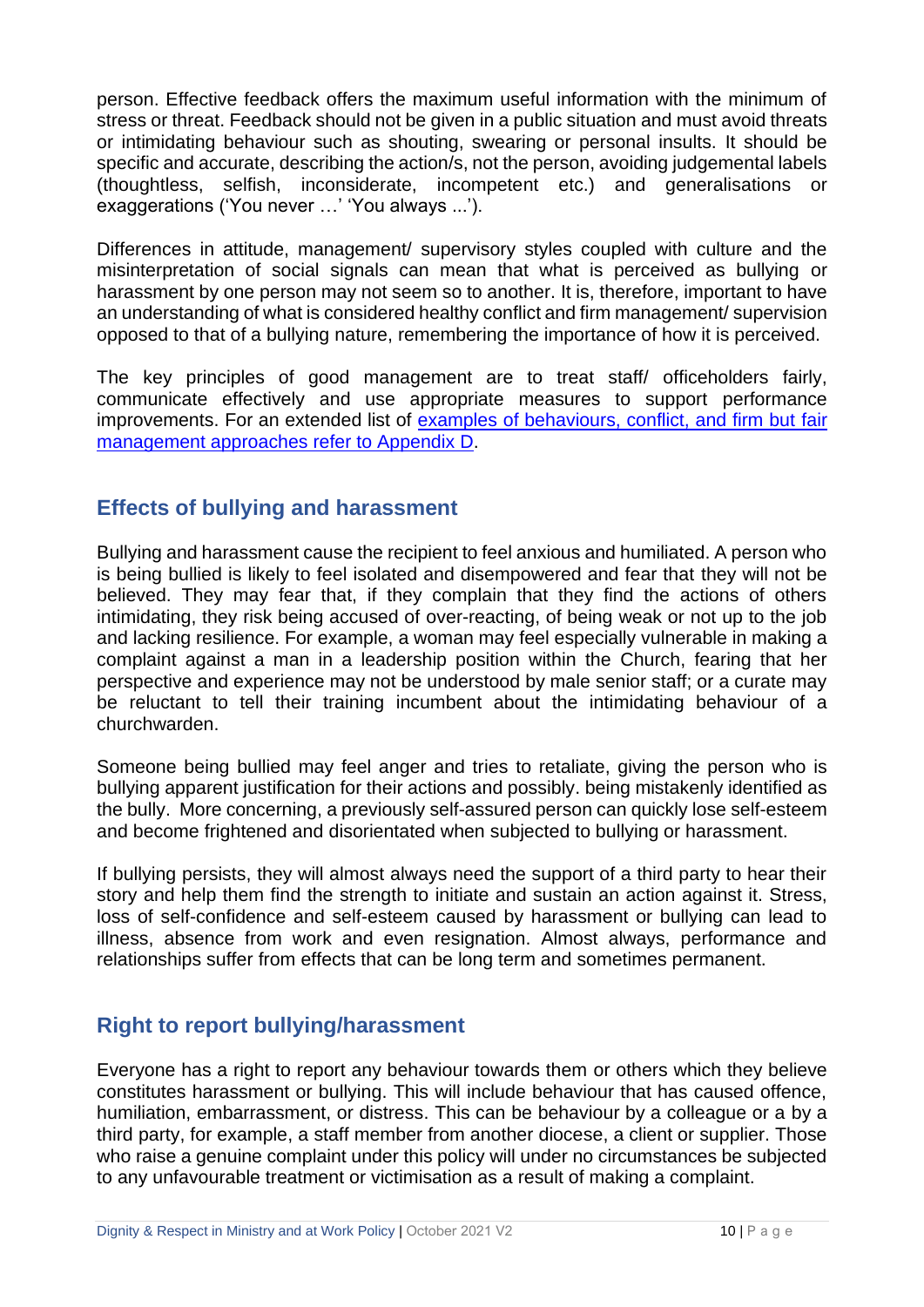person. Effective feedback offers the maximum useful information with the minimum of stress or threat. Feedback should not be given in a public situation and must avoid threats or intimidating behaviour such as shouting, swearing or personal insults. It should be specific and accurate, describing the action/s, not the person, avoiding judgemental labels (thoughtless, selfish, inconsiderate, incompetent etc.) and generalisations or exaggerations ('You never …' 'You always ...').

Differences in attitude, management/ supervisory styles coupled with culture and the misinterpretation of social signals can mean that what is perceived as bullying or harassment by one person may not seem so to another. It is, therefore, important to have an understanding of what is considered healthy conflict and firm management/ supervision opposed to that of a bullying nature, remembering the importance of how it is perceived.

The key principles of good management are to treat staff/ officeholders fairly, communicate effectively and use appropriate measures to support performance improvements. For an extended list of examples of behaviours, conflict, and firm but fair management approaches refer to Appendix D.

## Effects of bullying and harassment

Bullying and harassment cause the recipient to feel anxious and humiliated. A person who is being bullied is likely to feel isolated and disempowered and fear that they will not be believed. They may fear that, if they complain that they find the actions of others intimidating, they risk being accused of over-reacting, of being weak or not up to the job and lacking resilience. For example, a woman may feel especially vulnerable in making a complaint against a man in a leadership position within the Church, fearing that her perspective and experience may not be understood by male senior staff; or a curate may be reluctant to tell their training incumbent about the intimidating behaviour of a churchwarden.

Someone being bullied may feel anger and tries to retaliate, giving the person who is bullying apparent justification for their actions and possibly. being mistakenly identified as the bully. More concerning, a previously self-assured person can quickly lose self-esteem and become frightened and disorientated when subjected to bullying or harassment.

If bullying persists, they will almost always need the support of a third party to hear their story and help them find the strength to initiate and sustain an action against it. Stress, loss of self-confidence and self-esteem caused by harassment or bullying can lead to illness, absence from work and even resignation. Almost always, performance and relationships suffer from effects that can be long term and sometimes permanent.

## Right to report bullying/harassment

Everyone has a right to report any behaviour towards them or others which they believe constitutes harassment or bullying. This will include behaviour that has caused offence, humiliation, embarrassment, or distress. This can be behaviour by a colleague or a by a third party, for example, a staff member from another diocese, a client or supplier. Those who raise a genuine complaint under this policy will under no circumstances be subjected to any unfavourable treatment or victimisation as a result of making a complaint.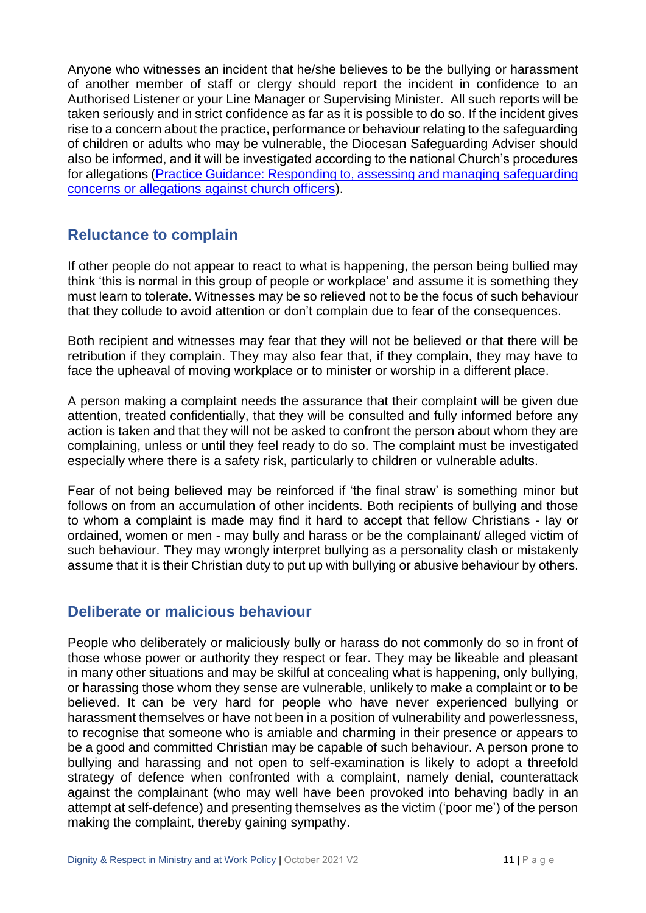Anyone who witnesses an incident that he/she believes to be the bullying or harassment of another member of staff or clergy should report the incident in confidence to an Authorised Listener or your Line Manager or Supervising Minister. All such reports will be taken seriously and in strict confidence as far as it is possible to do so. If the incident gives rise to a concern about the practice, performance or behaviour relating to the safeguarding of children or adults who may be vulnerable, the Diocesan Safeguarding Adviser should also be informed, and it will be investigated according to the national Church's procedures for allegations (Practice Guidance: Responding to, assessing and managing safeguarding concerns or allegations against church officers).

## Reluctance to complain

If other people do not appear to react to what is happening, the person being bullied may think 'this is normal in this group of people or workplace' and assume it is something they must learn to tolerate. Witnesses may be so relieved not to be the focus of such behaviour that they collude to avoid attention or don't complain due to fear of the consequences.

Both recipient and witnesses may fear that they will not be believed or that there will be retribution if they complain. They may also fear that, if they complain, they may have to face the upheaval of moving workplace or to minister or worship in a different place.

A person making a complaint needs the assurance that their complaint will be given due attention, treated confidentially, that they will be consulted and fully informed before any action is taken and that they will not be asked to confront the person about whom they are complaining, unless or until they feel ready to do so. The complaint must be investigated especially where there is a safety risk, particularly to children or vulnerable adults.

Fear of not being believed may be reinforced if 'the final straw' is something minor but follows on from an accumulation of other incidents. Both recipients of bullying and those to whom a complaint is made may find it hard to accept that fellow Christians - lay or ordained, women or men - may bully and harass or be the complainant/ alleged victim of such behaviour. They may wrongly interpret bullying as a personality clash or mistakenly assume that it is their Christian duty to put up with bullying or abusive behaviour by others.

## Deliberate or malicious behaviour

People who deliberately or maliciously bully or harass do not commonly do so in front of those whose power or authority they respect or fear. They may be likeable and pleasant in many other situations and may be skilful at concealing what is happening, only bullying, or harassing those whom they sense are vulnerable, unlikely to make a complaint or to be believed. It can be very hard for people who have never experienced bullying or harassment themselves or have not been in a position of vulnerability and powerlessness, to recognise that someone who is amiable and charming in their presence or appears to be a good and committed Christian may be capable of such behaviour. A person prone to bullying and harassing and not open to self-examination is likely to adopt a threefold strategy of defence when confronted with a complaint, namely denial, counterattack against the complainant (who may well have been provoked into behaving badly in an attempt at self-defence) and presenting themselves as the victim ('poor me') of the person making the complaint, thereby gaining sympathy.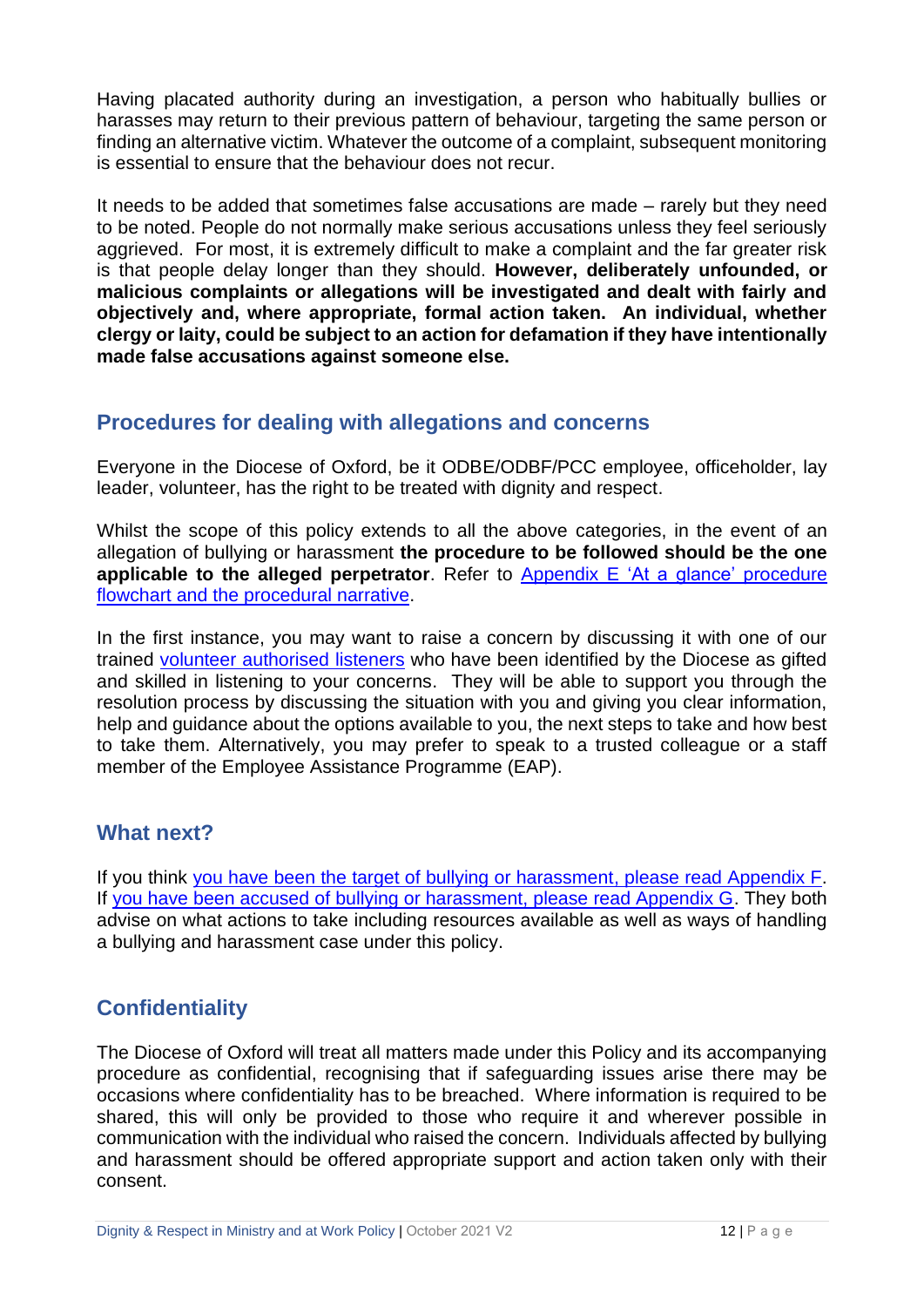Having placated authority during an investigation, a person who habitually bullies or harasses may return to their previous pattern of behaviour, targeting the same person or finding an alternative victim. Whatever the outcome of a complaint, subsequent monitoring is essential to ensure that the behaviour does not recur.

It needs to be added that sometimes false accusations are made – rarely but they need to be noted. People do not normally make serious accusations unless they feel seriously aggrieved. For most, it is extremely difficult to make a complaint and the far greater risk is that people delay longer than they should. **However, deliberately unfounded, or malicious complaints or allegations will be investigated and dealt with fairly and objectively and, where appropriate, formal action taken. An individual, whether clergy or laity, could be subject to an action for defamation if they have intentionally made false accusations against someone else.**

## Procedures for dealing with allegations and concerns

Everyone in the Diocese of Oxford, be it ODBE/ODBF/PCC employee, officeholder, lay leader, volunteer, has the right to be treated with dignity and respect.

Whilst the scope of this policy extends to all the above categories, in the event of an allegation of bullying or harassment **the procedure to be followed should be the one applicable to the alleged perpetrator**. Refer to Appendix E 'At a glance' procedure flowchart and the procedural narrative.

In the first instance, you may want to raise a concern by discussing it with one of our trained volunteer authorised listeners who have been identified by the Diocese as gifted and skilled in listening to your concerns. They will be able to support you through the resolution process by discussing the situation with you and giving you clear information, help and guidance about the options available to you, the next steps to take and how best to take them. Alternatively, you may prefer to speak to a trusted colleague or a staff member of the Employee Assistance Programme (EAP).

## What next?

If you think you have been the target of bullying or harassment, please read Appendix F. If you have been accused of bullying or harassment, please read Appendix G. They both advise on what actions to take including resources available as well as ways of handling a bullying and harassment case under this policy.

## Confidentiality

The Diocese of Oxford will treat all matters made under this Policy and its accompanying procedure as confidential, recognising that if safeguarding issues arise there may be occasions where confidentiality has to be breached. Where information is required to be shared, this will only be provided to those who require it and wherever possible in communication with the individual who raised the concern. Individuals affected by bullying and harassment should be offered appropriate support and action taken only with their consent.